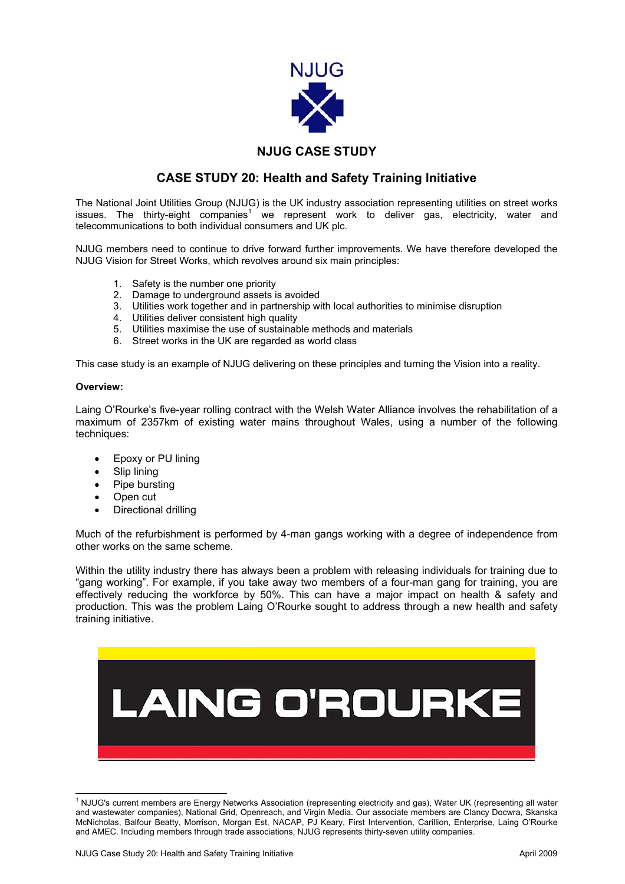NJUG

# NJUG CASE STUDY

## CASE STUDY 20: Health and Safety Training Initiative

The National Joint Utilities Group (NJUG) is the UK industry association representing utilities on street works issues. The thirty-eight companies[1] we represent work to deliver gas, electricity, water and telecommunications to both individual consumers and UK plc.

NJUG members need to continue to drive forward further improvements. We have therefore developed the NJUG Vision for Street Works, which revolves around six main principles:

1. Safety is the number one priority
2. Damage to underground assets is avoided
3. Utilities work together and in partnership with local authorities to minimise disruption
4. Utilities deliver consistent high quality
5. Utilities maximise the use of sustainable methods and materials
6. Street works in the UK are regarded as world class

This case study is an example of NJUG delivering on these principles and turning the Vision into a reality.

**Overview:**

Laing O'Rourke's five-year rolling contract with the Welsh Water Alliance involves the rehabilitation of a maximum of 2357km of existing water mains throughout Wales, using a number of the following techniques:

- Epoxy or PU lining
- Slip lining
- Pipe bursting
- Open cut
- Directional drilling

Much of the refurbishment is performed by 4-man gangs working with a degree of independence from other works on the same scheme.

Within the utility industry there has always been a problem with releasing individuals for training due to "gang working". For example, if you take away two members of a four-man gang for training, you are effectively reducing the workforce by 50%. This can have a major impact on health & safety and production. This was the problem Laing O'Rourke sought to address through a new health and safety training initiative.

LAING O'ROURKE

[1] NJUG's current members are Energy Networks Association (representing electricity and gas), Water UK (representing all water and wastewater companies), National Grid, Openreach, and Virgin Media. Our associate members are Clancy Docwra, Skanska McNicholas, Balfour Beatty, Morrison, Morgan Est, NACAP, PJ Keary, First Intervention, Carillion, Enterprise, Laing O'Rourke and AMEC. Including members through trade associations, NJUG represents thirty-seven utility companies.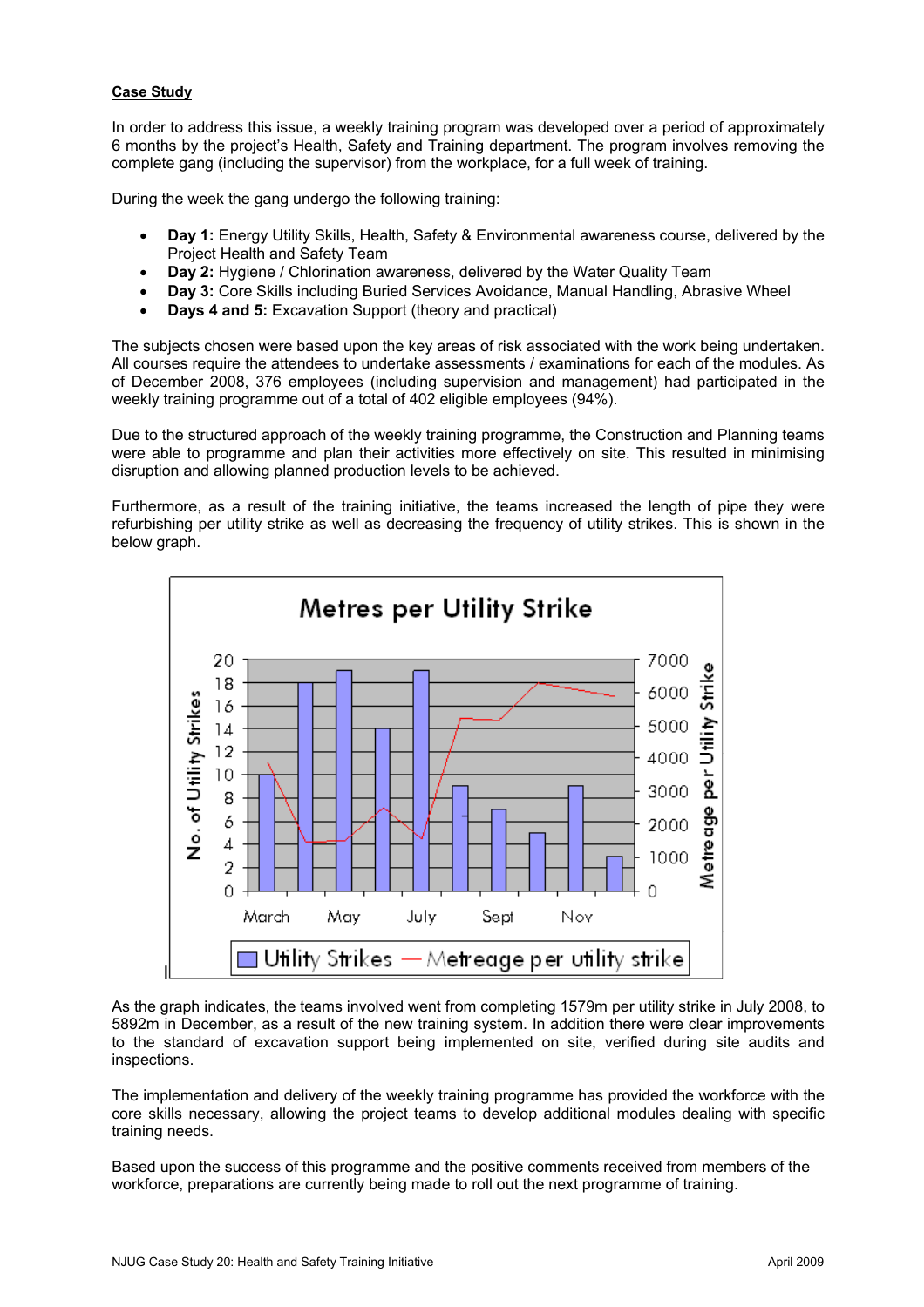**Case Study**

In order to address this issue, a weekly training program was developed over a period of approximately 6 months by the project's Health, Safety and Training department. The program involves removing the complete gang (including the supervisor) from the workplace, for a full week of training.

During the week the gang undergo the following training:

- **Day 1:** Energy Utility Skills, Health, Safety & Environmental awareness course, delivered by the Project Health and Safety Team
- **Day 2:** Hygiene / Chlorination awareness, delivered by the Water Quality Team
- **Day 3:** Core Skills including Buried Services Avoidance, Manual Handling, Abrasive Wheel
- **Days 4 and 5:** Excavation Support (theory and practical)

The subjects chosen were based upon the key areas of risk associated with the work being undertaken. All courses require the attendees to undertake assessments / examinations for each of the modules. As of December 2008, 376 employees (including supervision and management) had participated in the weekly training programme out of a total of 402 eligible employees (94%).

Due to the structured approach of the weekly training programme, the Construction and Planning teams were able to programme and plan their activities more effectively on site. This resulted in minimising disruption and allowing planned production levels to be achieved.

Furthermore, as a result of the training initiative, the teams increased the length of pipe they were refurbishing per utility strike as well as decreasing the frequency of utility strikes. This is shown in the below graph.

Metres per Utility Strike

No. of Utility Strikes

0 2 4 6 8 10 12 14 16 18 20

Metreage per Utility Strike

0 1000 2000 3000 4000 5000 6000 7000

March May July Sept Nov

Utility Strikes — Metreage per utility strike

As the graph indicates, the teams involved went from completing 1579m per utility strike in July 2008, to 5892m in December, as a result of the new training system. In addition there were clear improvements to the standard of excavation support being implemented on site, verified during site audits and inspections.

The implementation and delivery of the weekly training programme has provided the workforce with the core skills necessary, allowing the project teams to develop additional modules dealing with specific training needs.

Based upon the success of this programme and the positive comments received from members of the workforce, preparations are currently being made to roll out the next programme of training.